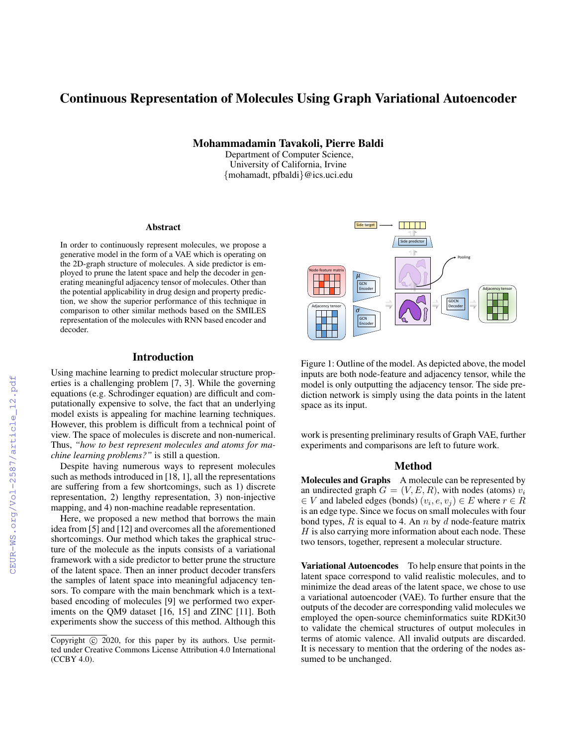# Continuous Representation of Molecules Using Graph Variational Autoencoder

**Mohammadamin Tavakoli, Pierre Baldi**

Department of Computer Science,
University of California, Irvine
{mohamadt, pfbaldi}@ics.uci.edu

## Abstract

In order to continuously represent molecules, we propose a generative model in the form of a VAE which is operating on the 2D-graph structure of molecules. A side predictor is employed to prune the latent space and help the decoder in generating meaningful adjacency tensor of molecules. Other than the potential applicability in drug design and property prediction, we show the superior performance of this technique in comparison to other similar methods based on the SMILES representation of the molecules with RNN based encoder and decoder.

## Introduction

Using machine learning to predict molecular structure properties is a challenging problem [7, 3]. While the governing equations (e.g. Schrodinger equation) are difficult and computationally expensive to solve, the fact that an underlying model exists is appealing for machine learning techniques. However, this problem is difficult from a technical point of view. The space of molecules is discrete and non-numerical. Thus, *"how to best represent molecules and atoms for machine learning problems?"* is still a question.

Despite having numerous ways to represent molecules such as methods introduced in [18, 1], all the representations are suffering from a few shortcomings, such as 1) discrete representation, 2) lengthy representation, 3) non-injective mapping, and 4) non-machine readable representation.

Here, we proposed a new method that borrows the main idea from [5] and [12] and overcomes all the aforementioned shortcomings. Our method which takes the graphical structure of the molecule as the inputs consists of a variational framework with a side predictor to better prune the structure of the latent space. Then an inner product decoder transfers the samples of latent space into meaningful adjacency tensors. To compare with the main benchmark which is a text-based encoding of molecules [9] we performed two experiments on the QM9 dataset [16, 15] and ZINC [11]. Both experiments show the success of this method. Although this work is presenting preliminary results of Graph VAE, further experiments and comparisons are left to future work.

Copyright © 2020, for this paper by its authors. Use permitted under Creative Commons License Attribution 4.0 International (CCBY 4.0).

Figure 1: Outline of the model. As depicted above, the model inputs are both node-feature and adjacency tensor, while the model is only outputting the adjacency tensor. The side prediction network is simply using the data points in the latent space as its input.

## Method

**Molecules and Graphs** A molecule can be represented by an undirected graph $G = (V, E, R)$, with nodes (atoms) $v_i \in V$ and labeled edges (bonds) $(v_i, e, v_j) \in E$ where $r \in R$ is an edge type. Since we focus on small molecules with four bond types, $R$ is equal to 4. An $n$ by $d$ node-feature matrix $H$ is also carrying more information about each node. These two tensors, together, represent a molecular structure.

**Variational Autoencodes** To help ensure that points in the latent space correspond to valid realistic molecules, and to minimize the dead areas of the latent space, we chose to use a variational autoencoder (VAE). To further ensure that the outputs of the decoder are corresponding valid molecules we employed the open-source cheminformatics suite RDKit30 to validate the chemical structures of output molecules in terms of atomic valence. All invalid outputs are discarded. It is necessary to mention that the ordering of the nodes assumed to be unchanged.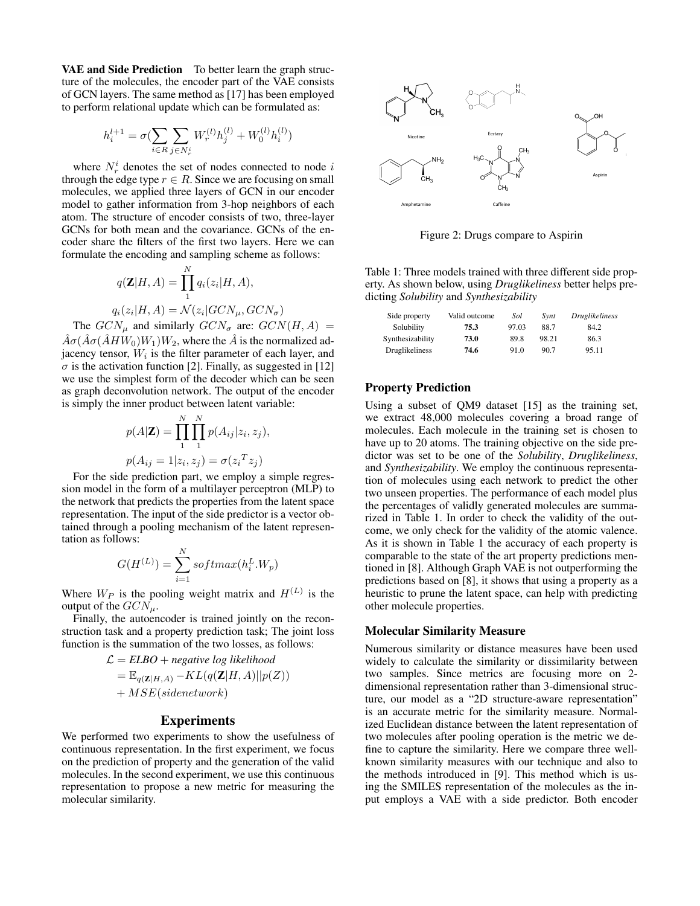**VAE and Side Prediction** To better learn the graph structure of the molecules, the encoder part of the VAE consists of GCN layers. The same method as [17] has been employed to perform relational update which can be formulated as:

$$h_i^{l+1} = \sigma(\sum_{i \in R} \sum_{j \in N_r^i} W_r^{(l)} h_j^{(l)} + W_0^{(l)} h_i^{(l)})$$

where $N_r^i$ denotes the set of nodes connected to node $i$ through the edge type $r \in R$. Since we are focusing on small molecules, we applied three layers of GCN in our encoder model to gather information from 3-hop neighbors of each atom. The structure of encoder consists of two, three-layer GCNs for both mean and the covariance. GCNs of the encoder share the filters of the first two layers. Here we can formulate the encoding and sampling scheme as follows:

$$q(\mathbf{Z}|H, A) = \prod_{1}^{N} q_i(z_i|H, A),$$
$$q_i(z_i|H, A) = \mathcal{N}(z_i|GCN_\mu, GCN_\sigma)$$

The $GCN_\mu$ and similarly $GCN_\sigma$ are: $GCN(H, A) = \hat{A}\sigma(\hat{A}\sigma(\hat{A}HW_0)W_1)W_2$, where the $\hat{A}$ is the normalized adjacency tensor, $W_i$ is the filter parameter of each layer, and $\sigma$ is the activation function [2]. Finally, as suggested in [12] we use the simplest form of the decoder which can be seen as graph deconvolution network. The output of the encoder is simply the inner product between latent variable:

$$p(A|\mathbf{Z}) = \prod_{1}^{N} \prod_{1}^{N} p(A_{ij}|z_i, z_j),$$
$$p(A_{ij} = 1|z_i, z_j) = \sigma(z_i{}^T z_j)$$

For the side prediction part, we employ a simple regression model in the form of a multilayer perceptron (MLP) to the network that predicts the properties from the latent space representation. The input of the side predictor is a vector obtained through a pooling mechanism of the latent representation as follows:

$$G(H^{(L)}) = \sum_{i=1}^{N} softmax(h_i^L.W_p)$$

Where $W_P$ is the pooling weight matrix and $H^{(L)}$ is the output of the $GCN_\mu$.

Finally, the autoencoder is trained jointly on the reconstruction task and a property prediction task; The joint loss function is the summation of the two losses, as follows:

$$\begin{aligned}\mathcal{L} &= \textit{ELBO} + \textit{negative log likelihood} \\ &= \mathbb{E}_{q(\mathbf{Z}|H,A)} - KL(q(\mathbf{Z}|H, A)||p(Z)) \\ &+ MSE(sidenetwork)\end{aligned}$$

## Experiments

We performed two experiments to show the usefulness of continuous representation. In the first experiment, we focus on the prediction of property and the generation of the valid molecules. In the second experiment, we use this continuous representation to propose a new metric for measuring the molecular similarity.

Figure 2: Drugs compare to Aspirin

Table 1: Three models trained with three different side property. As shown below, using *Druglikeliness* better helps predicting *Solubility* and *Synthesizability*

| Side property | Valid outcome | *Sol* | *Synt* | *Druglikeliness* |
|---|---|---|---|---|
| Solubility | **75.3** | 97.03 | 88.7 | 84.2 |
| Synthesizability | **73.0** | 89.8 | 98.21 | 86.3 |
| Druglikeliness | **74.6** | 91.0 | 90.7 | 95.11 |

### Property Prediction

Using a subset of QM9 dataset [15] as the training set, we extract 48,000 molecules covering a broad range of molecules. Each molecule in the training set is chosen to have up to 20 atoms. The training objective on the side predictor was set to be one of the *Solubility*, *Druglikeliness*, and *Synthesizability*. We employ the continuous representation of molecules using each network to predict the other two unseen properties. The performance of each model plus the percentages of validly generated molecules are summarized in Table 1. In order to check the validity of the outcome, we only check for the validity of the atomic valence. As it is shown in Table 1 the accuracy of each property is comparable to the state of the art property predictions mentioned in [8]. Although Graph VAE is not outperforming the predictions based on [8], it shows that using a property as a heuristic to prune the latent space, can help with predicting other molecule properties.

### Molecular Similarity Measure

Numerous similarity or distance measures have been used widely to calculate the similarity or dissimilarity between two samples. Since metrics are focusing more on 2-dimensional representation rather than 3-dimensional structure, our model as a "2D structure-aware representation" is an accurate metric for the similarity measure. Normalized Euclidean distance between the latent representation of two molecules after pooling operation is the metric we define to capture the similarity. Here we compare three well-known similarity measures with our technique and also to the methods introduced in [9]. This method which is using the SMILES representation of the molecules as the input employs a VAE with a side predictor. Both encoder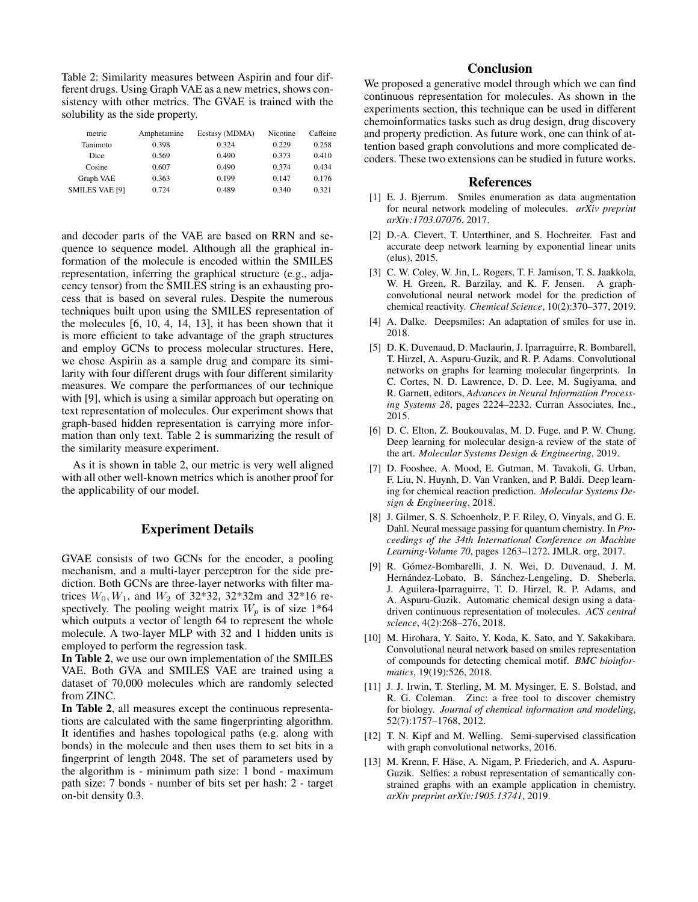Table 2: Similarity measures between Aspirin and four different drugs. Using Graph VAE as a new metrics, shows consistency with other metrics. The GVAE is trained with the solubility as the side property.

| metric | Amphetamine | Ecstasy (MDMA) | Nicotine | Caffeine |
|---|---|---|---|---|
| Tanimoto | 0.398 | 0.324 | 0.229 | 0.258 |
| Dice | 0.569 | 0.490 | 0.373 | 0.410 |
| Cosine | 0.607 | 0.490 | 0.374 | 0.434 |
| Graph VAE | 0.363 | 0.199 | 0.147 | 0.176 |
| SMILES VAE [9] | 0.724 | 0.489 | 0.340 | 0.321 |

and decoder parts of the VAE are based on RRN and sequence to sequence model. Although all the graphical information of the molecule is encoded within the SMILES representation, inferring the graphical structure (e.g., adjacency tensor) from the SMILES string is an exhausting process that is based on several rules. Despite the numerous techniques built upon using the SMILES representation of the molecules [6, 10, 4, 14, 13], it has been shown that it is more efficient to take advantage of the graph structures and employ GCNs to process molecular structures. Here, we chose Aspirin as a sample drug and compare its similarity with four different drugs with four different similarity measures. We compare the performances of our technique with [9], which is using a similar approach but operating on text representation of molecules. Our experiment shows that graph-based hidden representation is carrying more information than only text. Table 2 is summarizing the result of the similarity measure experiment.

As it is shown in table 2, our metric is very well aligned with all other well-known metrics which is another proof for the applicability of our model.

## Experiment Details

GVAE consists of two GCNs for the encoder, a pooling mechanism, and a multi-layer perceptron for the side prediction. Both GCNs are three-layer networks with filter matrices $W_0, W_1$, and $W_2$ of 32*32, 32*32m and 32*16 respectively. The pooling weight matrix $W_p$ is of size 1*64 which outputs a vector of length 64 to represent the whole molecule. A two-layer MLP with 32 and 1 hidden units is employed to perform the regression task.

**In Table 2**, we use our own implementation of the SMILES VAE. Both GVA and SMILES VAE are trained using a dataset of 70,000 molecules which are randomly selected from ZINC.

**In Table 2**, all measures except the continuous representations are calculated with the same fingerprinting algorithm. It identifies and hashes topological paths (e.g. along with bonds) in the molecule and then uses them to set bits in a fingerprint of length 2048. The set of parameters used by the algorithm is - minimum path size: 1 bond - maximum path size: 7 bonds - number of bits set per hash: 2 - target on-bit density 0.3.

## Conclusion

We proposed a generative model through which we can find continuous representation for molecules. As shown in the experiments section, this technique can be used in different chemoinformatics tasks such as drug design, drug discovery and property prediction. As future work, one can think of attention based graph convolutions and more complicated decoders. These two extensions can be studied in future works.

## References

[1] E. J. Bjerrum. Smiles enumeration as data augmentation for neural network modeling of molecules. *arXiv preprint arXiv:1703.07076*, 2017.

[2] D.-A. Clevert, T. Unterthiner, and S. Hochreiter. Fast and accurate deep network learning by exponential linear units (elus), 2015.

[3] C. W. Coley, W. Jin, L. Rogers, T. F. Jamison, T. S. Jaakkola, W. H. Green, R. Barzilay, and K. F. Jensen. A graph-convolutional neural network model for the prediction of chemical reactivity. *Chemical Science*, 10(2):370–377, 2019.

[4] A. Dalke. Deepsmiles: An adaptation of smiles for use in. 2018.

[5] D. K. Duvenaud, D. Maclaurin, J. Iparraguirre, R. Bombarell, T. Hirzel, A. Aspuru-Guzik, and R. P. Adams. Convolutional networks on graphs for learning molecular fingerprints. In C. Cortes, N. D. Lawrence, D. D. Lee, M. Sugiyama, and R. Garnett, editors, *Advances in Neural Information Processing Systems 28*, pages 2224–2232. Curran Associates, Inc., 2015.

[6] D. C. Elton, Z. Boukouvalas, M. D. Fuge, and P. W. Chung. Deep learning for molecular design-a review of the state of the art. *Molecular Systems Design & Engineering*, 2019.

[7] D. Fooshee, A. Mood, E. Gutman, M. Tavakoli, G. Urban, F. Liu, N. Huynh, D. Van Vranken, and P. Baldi. Deep learning for chemical reaction prediction. *Molecular Systems Design & Engineering*, 2018.

[8] J. Gilmer, S. S. Schoenholz, P. F. Riley, O. Vinyals, and G. E. Dahl. Neural message passing for quantum chemistry. In *Proceedings of the 34th International Conference on Machine Learning-Volume 70*, pages 1263–1272. JMLR. org, 2017.

[9] R. Gómez-Bombarelli, J. N. Wei, D. Duvenaud, J. M. Hernández-Lobato, B. Sánchez-Lengeling, D. Sheberla, J. Aguilera-Iparraguirre, T. D. Hirzel, R. P. Adams, and A. Aspuru-Guzik. Automatic chemical design using a data-driven continuous representation of molecules. *ACS central science*, 4(2):268–276, 2018.

[10] M. Hirohara, Y. Saito, Y. Koda, K. Sato, and Y. Sakakibara. Convolutional neural network based on smiles representation of compounds for detecting chemical motif. *BMC bioinformatics*, 19(19):526, 2018.

[11] J. J. Irwin, T. Sterling, M. M. Mysinger, E. S. Bolstad, and R. G. Coleman. Zinc: a free tool to discover chemistry for biology. *Journal of chemical information and modeling*, 52(7):1757–1768, 2012.

[12] T. N. Kipf and M. Welling. Semi-supervised classification with graph convolutional networks, 2016.

[13] M. Krenn, F. Häse, A. Nigam, P. Friederich, and A. Aspuru-Guzik. Selfies: a robust representation of semantically constrained graphs with an example application in chemistry. *arXiv preprint arXiv:1905.13741*, 2019.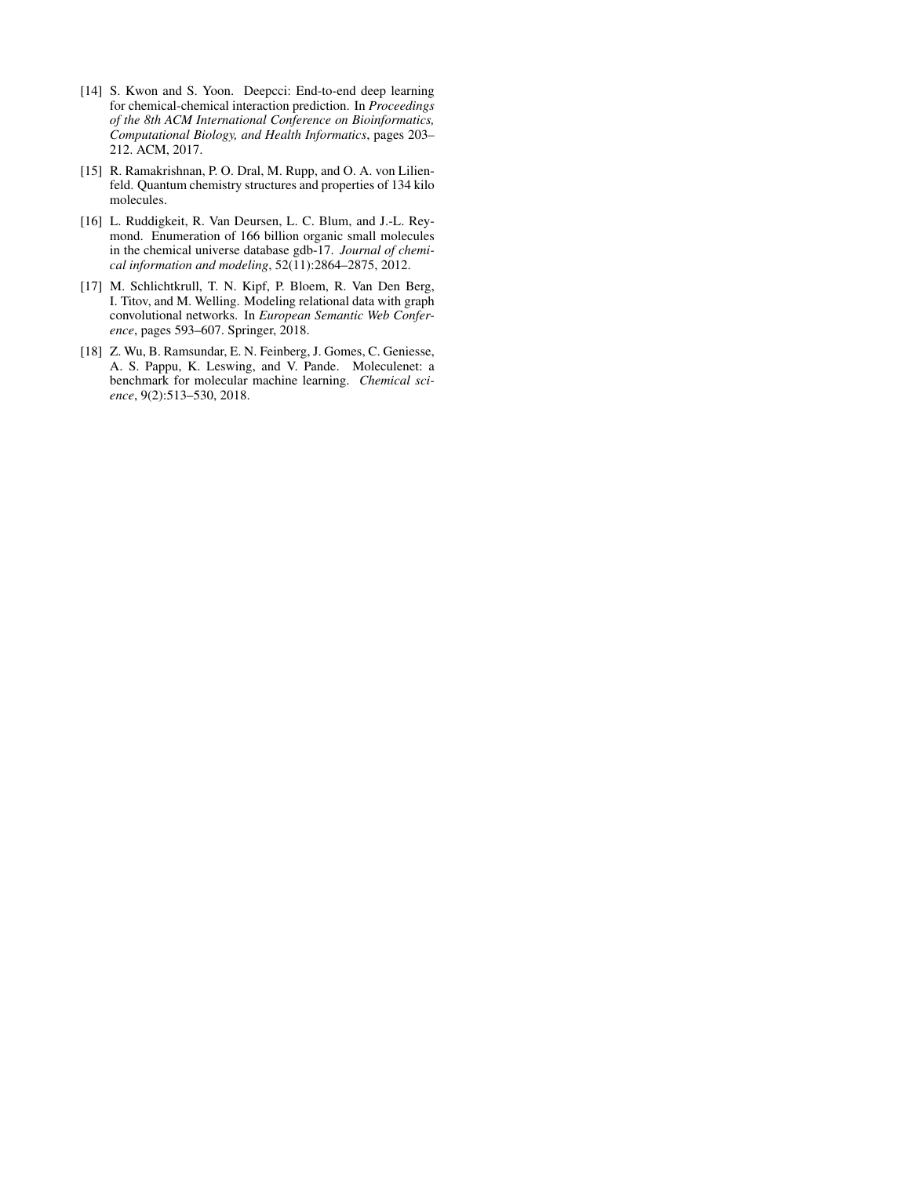[14] S. Kwon and S. Yoon. Deepcci: End-to-end deep learning for chemical-chemical interaction prediction. In *Proceedings of the 8th ACM International Conference on Bioinformatics, Computational Biology, and Health Informatics*, pages 203–212. ACM, 2017.

[15] R. Ramakrishnan, P. O. Dral, M. Rupp, and O. A. von Lilienfeld. Quantum chemistry structures and properties of 134 kilo molecules.

[16] L. Ruddigkeit, R. Van Deursen, L. C. Blum, and J.-L. Reymond. Enumeration of 166 billion organic small molecules in the chemical universe database gdb-17. *Journal of chemical information and modeling*, 52(11):2864–2875, 2012.

[17] M. Schlichtkrull, T. N. Kipf, P. Bloem, R. Van Den Berg, I. Titov, and M. Welling. Modeling relational data with graph convolutional networks. In *European Semantic Web Conference*, pages 593–607. Springer, 2018.

[18] Z. Wu, B. Ramsundar, E. N. Feinberg, J. Gomes, C. Geniesse, A. S. Pappu, K. Leswing, and V. Pande. Moleculenet: a benchmark for molecular machine learning. *Chemical science*, 9(2):513–530, 2018.